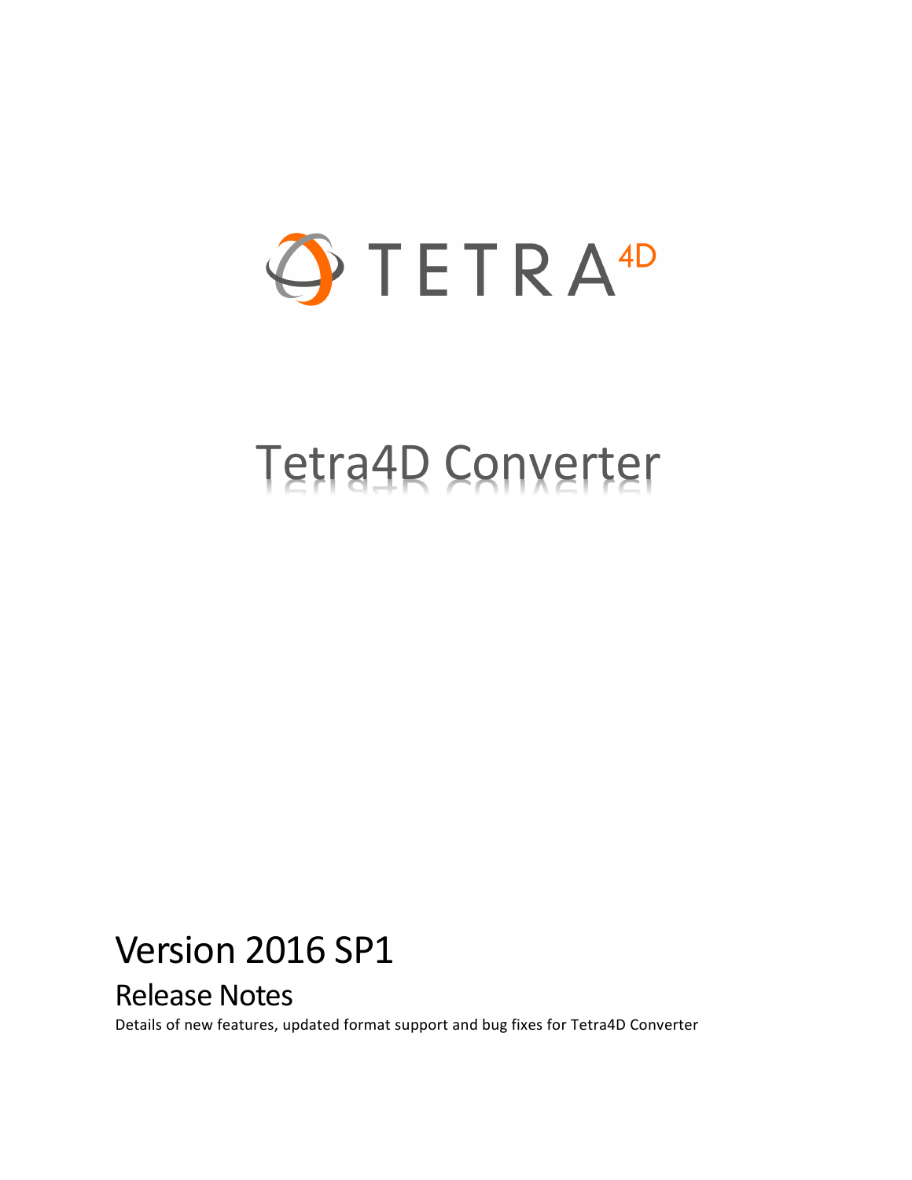TETRA 4D

# Tetra4D Converter

## Version 2016 SP1

### Release Notes

Details of new features, updated format support and bug fixes for Tetra4D Converter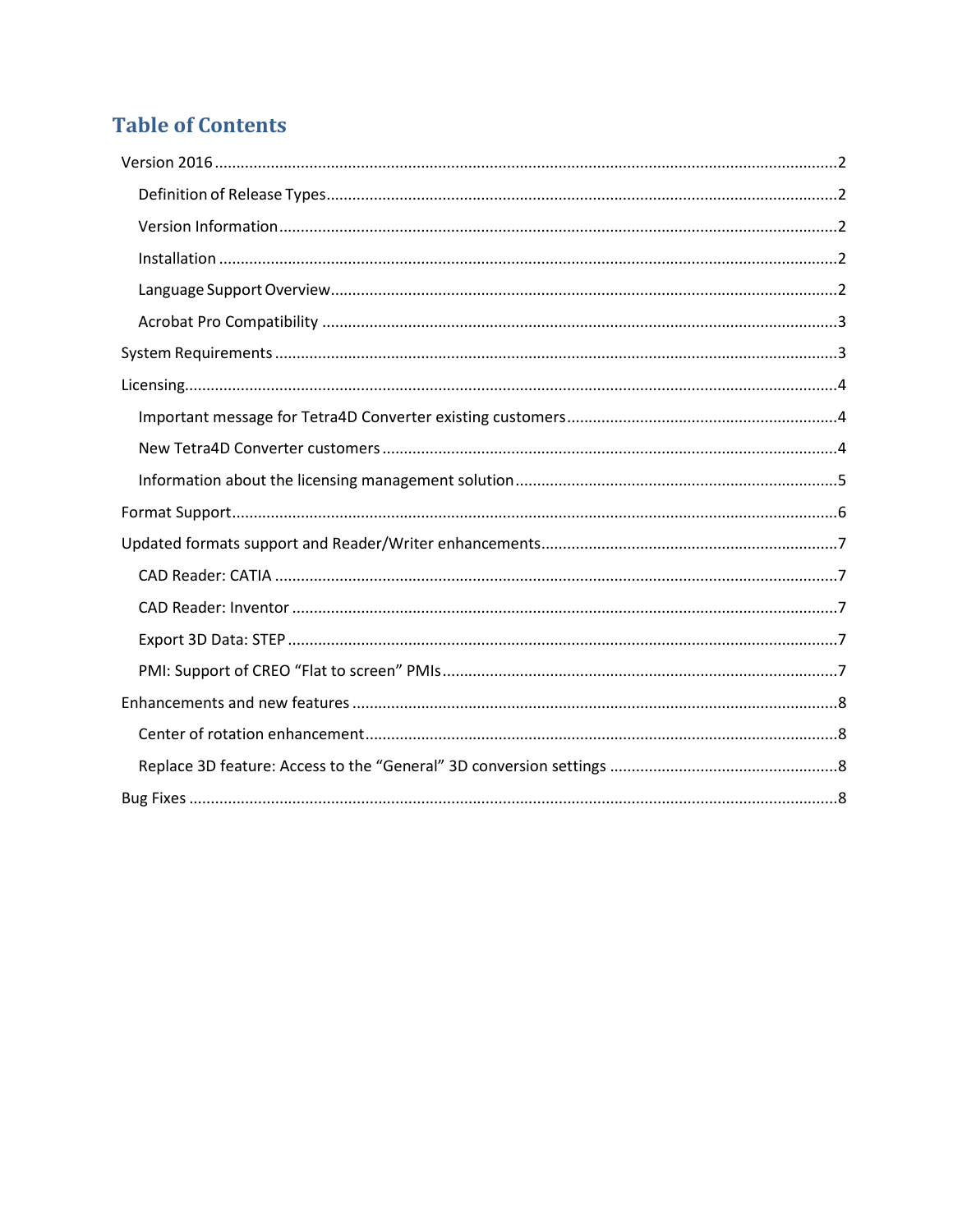# Table of Contents

- Version 2016 ........ 2
  - Definition of Release Types ........ 2
  - Version Information ........ 2
  - Installation ........ 2
  - Language Support Overview ........ 2
  - Acrobat Pro Compatibility ........ 3
- System Requirements ........ 3
- Licensing ........ 4
  - Important message for Tetra4D Converter existing customers ........ 4
  - New Tetra4D Converter customers ........ 4
  - Information about the licensing management solution ........ 5
- Format Support ........ 6
- Updated formats support and Reader/Writer enhancements ........ 7
  - CAD Reader: CATIA ........ 7
  - CAD Reader: Inventor ........ 7
  - Export 3D Data: STEP ........ 7
  - PMI: Support of CREO "Flat to screen" PMIs ........ 7
- Enhancements and new features ........ 8
  - Center of rotation enhancement ........ 8
  - Replace 3D feature: Access to the "General" 3D conversion settings ........ 8
- Bug Fixes ........ 8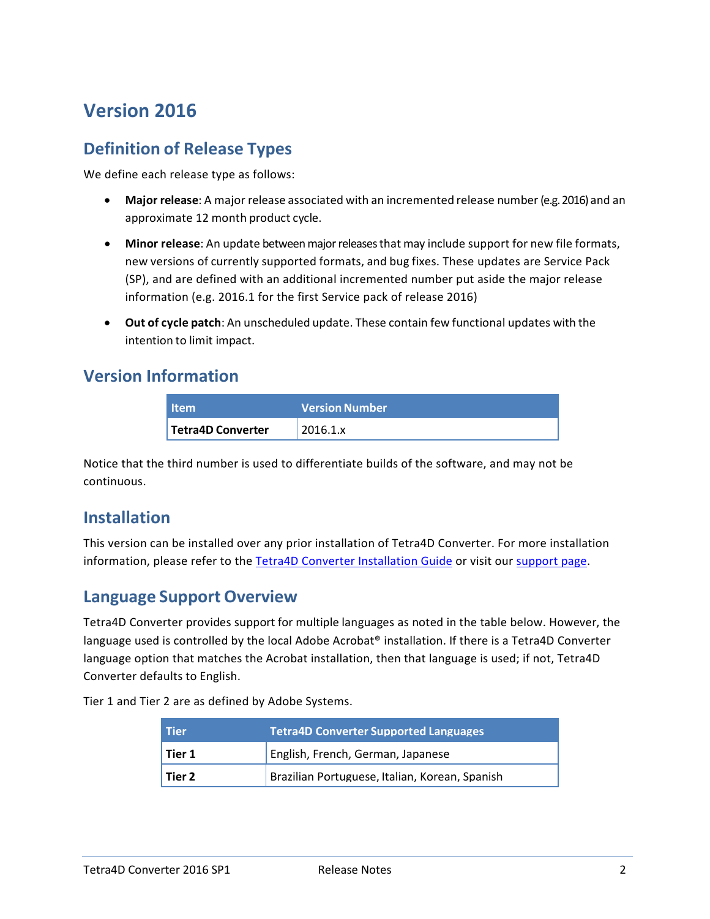# Version 2016

## Definition of Release Types

We define each release type as follows:

- **Major release**: A major release associated with an incremented release number (e.g. 2016) and an approximate 12 month product cycle.
- **Minor release**: An update between major releases that may include support for new file formats, new versions of currently supported formats, and bug fixes. These updates are Service Pack (SP), and are defined with an additional incremented number put aside the major release information (e.g. 2016.1 for the first Service pack of release 2016)
- **Out of cycle patch**: An unscheduled update. These contain few functional updates with the intention to limit impact.

## Version Information

| Item | Version Number |
|---|---|
| **Tetra4D Converter** | 2016.1.x |

Notice that the third number is used to differentiate builds of the software, and may not be continuous.

## Installation

This version can be installed over any prior installation of Tetra4D Converter. For more installation information, please refer to the Tetra4D Converter Installation Guide or visit our support page.

## Language Support Overview

Tetra4D Converter provides support for multiple languages as noted in the table below. However, the language used is controlled by the local Adobe Acrobat® installation. If there is a Tetra4D Converter language option that matches the Acrobat installation, then that language is used; if not, Tetra4D Converter defaults to English.

Tier 1 and Tier 2 are as defined by Adobe Systems.

| Tier | Tetra4D Converter Supported Languages |
|---|---|
| **Tier 1** | English, French, German, Japanese |
| **Tier 2** | Brazilian Portuguese, Italian, Korean, Spanish |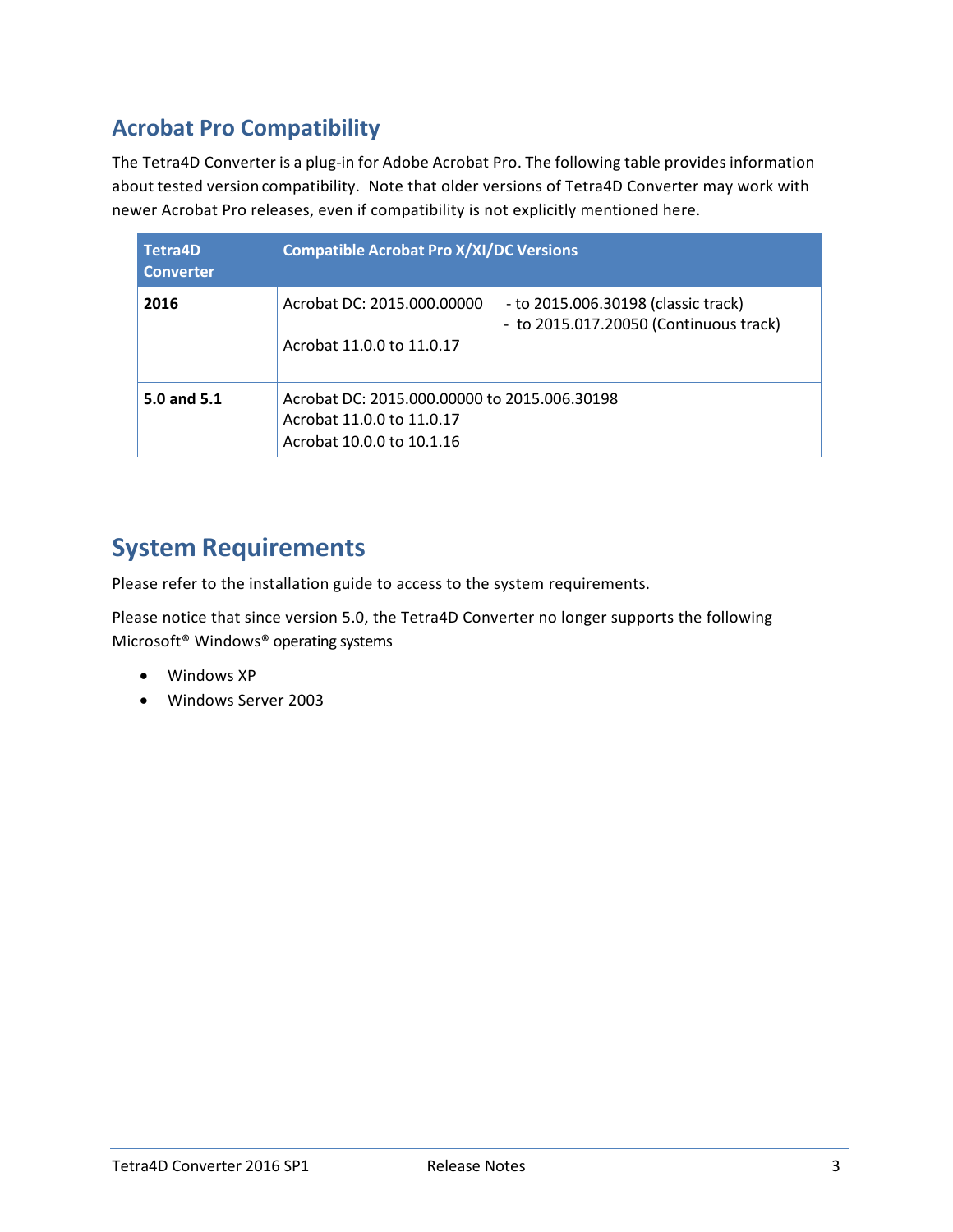## Acrobat Pro Compatibility

The Tetra4D Converter is a plug-in for Adobe Acrobat Pro. The following table provides information about tested version compatibility. Note that older versions of Tetra4D Converter may work with newer Acrobat Pro releases, even if compatibility is not explicitly mentioned here.

| Tetra4D Converter | Compatible Acrobat Pro X/XI/DC Versions |
|---|---|
| **2016** | Acrobat DC: 2015.000.00000 - to 2015.006.30198 (classic track)<br>- to 2015.017.20050 (Continuous track)<br><br>Acrobat 11.0.0 to 11.0.17 |
| **5.0 and 5.1** | Acrobat DC: 2015.000.00000 to 2015.006.30198<br>Acrobat 11.0.0 to 11.0.17<br>Acrobat 10.0.0 to 10.1.16 |

## System Requirements

Please refer to the installation guide to access to the system requirements.

Please notice that since version 5.0, the Tetra4D Converter no longer supports the following Microsoft® Windows® operating systems

- Windows XP
- Windows Server 2003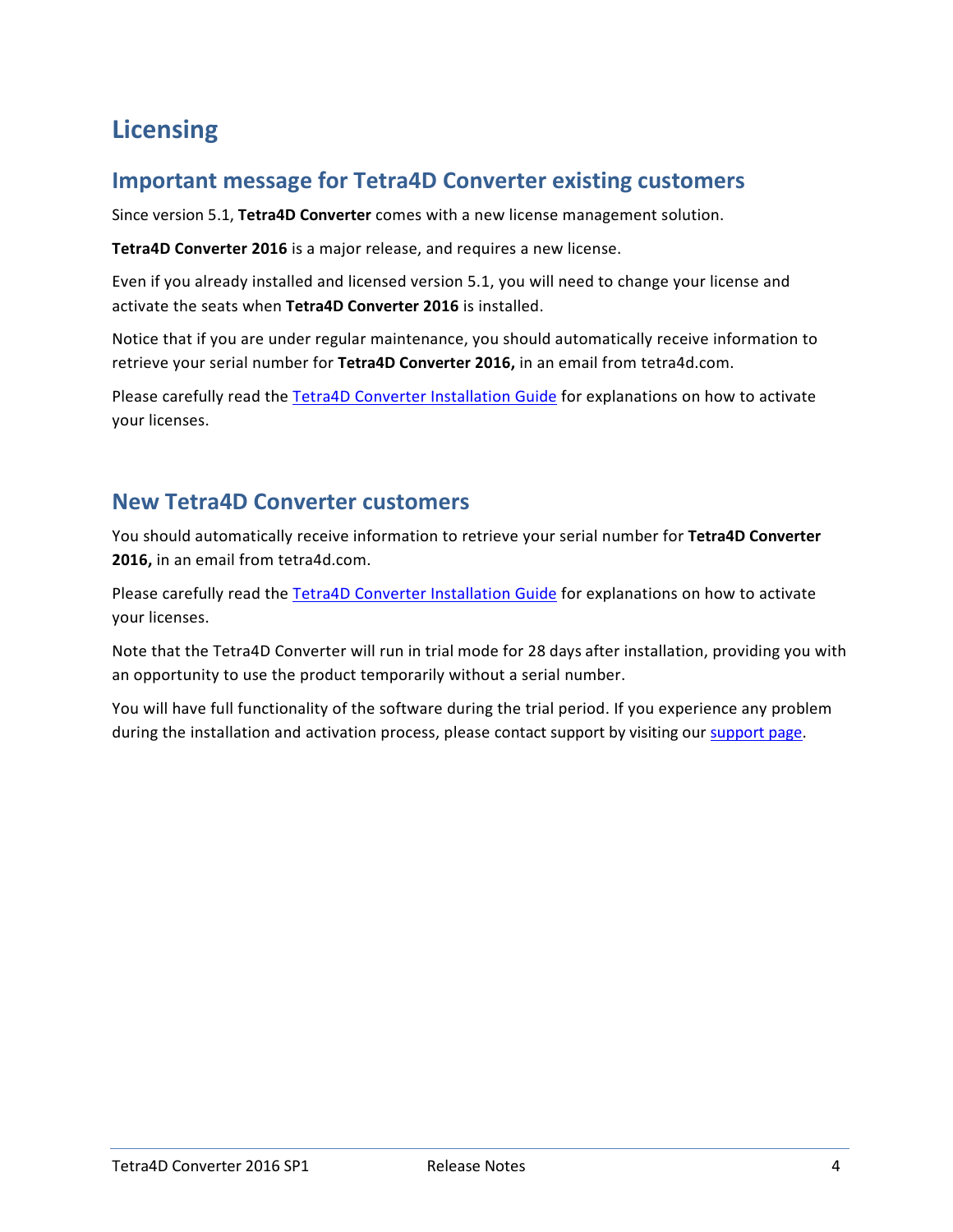# Licensing

## Important message for Tetra4D Converter existing customers

Since version 5.1, **Tetra4D Converter** comes with a new license management solution.

**Tetra4D Converter 2016** is a major release, and requires a new license.

Even if you already installed and licensed version 5.1, you will need to change your license and activate the seats when **Tetra4D Converter 2016** is installed.

Notice that if you are under regular maintenance, you should automatically receive information to retrieve your serial number for **Tetra4D Converter 2016,** in an email from tetra4d.com.

Please carefully read the Tetra4D Converter Installation Guide for explanations on how to activate your licenses.

## New Tetra4D Converter customers

You should automatically receive information to retrieve your serial number for **Tetra4D Converter 2016,** in an email from tetra4d.com.

Please carefully read the Tetra4D Converter Installation Guide for explanations on how to activate your licenses.

Note that the Tetra4D Converter will run in trial mode for 28 days after installation, providing you with an opportunity to use the product temporarily without a serial number.

You will have full functionality of the software during the trial period. If you experience any problem during the installation and activation process, please contact support by visiting our support page.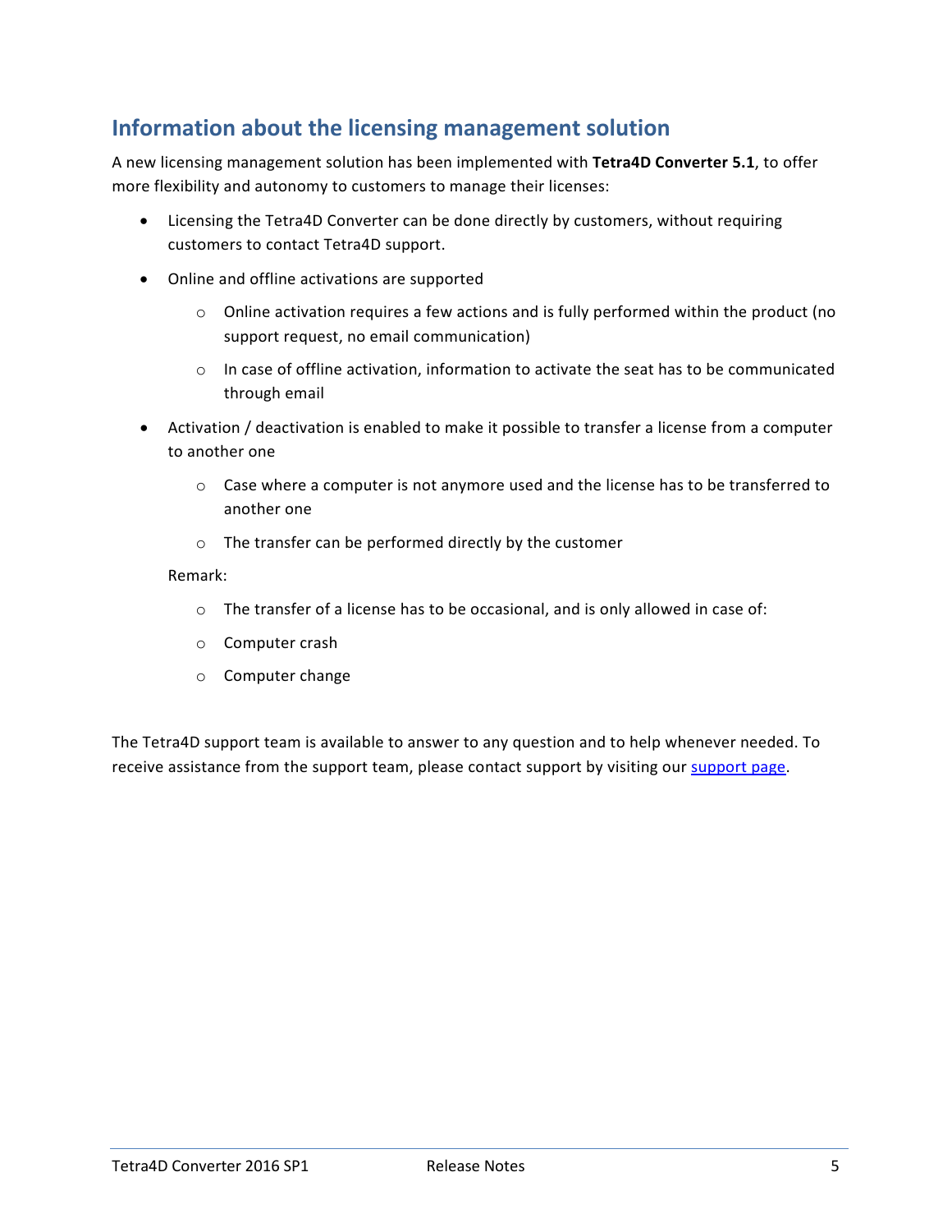## Information about the licensing management solution

A new licensing management solution has been implemented with **Tetra4D Converter 5.1**, to offer more flexibility and autonomy to customers to manage their licenses:

- Licensing the Tetra4D Converter can be done directly by customers, without requiring customers to contact Tetra4D support.
- Online and offline activations are supported
  - Online activation requires a few actions and is fully performed within the product (no support request, no email communication)
  - In case of offline activation, information to activate the seat has to be communicated through email
- Activation / deactivation is enabled to make it possible to transfer a license from a computer to another one
  - Case where a computer is not anymore used and the license has to be transferred to another one
  - The transfer can be performed directly by the customer

  Remark:

  - The transfer of a license has to be occasional, and is only allowed in case of:
  - Computer crash
  - Computer change

The Tetra4D support team is available to answer to any question and to help whenever needed. To receive assistance from the support team, please contact support by visiting our support page.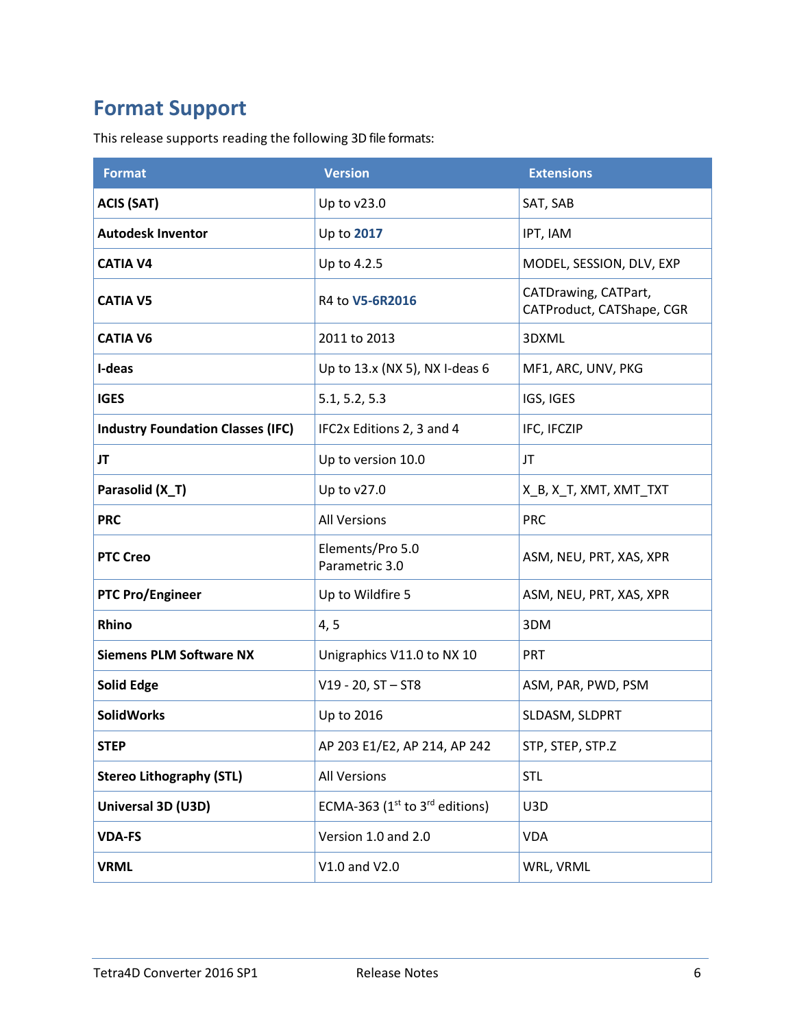## Format Support

This release supports reading the following 3D file formats:

| Format | Version | Extensions |
|---|---|---|
| **ACIS (SAT)** | Up to v23.0 | SAT, SAB |
| **Autodesk Inventor** | Up to **2017** | IPT, IAM |
| **CATIA V4** | Up to 4.2.5 | MODEL, SESSION, DLV, EXP |
| **CATIA V5** | R4 to **V5-6R2016** | CATDrawing, CATPart, CATProduct, CATShape, CGR |
| **CATIA V6** | 2011 to 2013 | 3DXML |
| **I-deas** | Up to 13.x (NX 5), NX I-deas 6 | MF1, ARC, UNV, PKG |
| **IGES** | 5.1, 5.2, 5.3 | IGS, IGES |
| **Industry Foundation Classes (IFC)** | IFC2x Editions 2, 3 and 4 | IFC, IFCZIP |
| **JT** | Up to version 10.0 | JT |
| **Parasolid (X_T)** | Up to v27.0 | X_B, X_T, XMT, XMT_TXT |
| **PRC** | All Versions | PRC |
| **PTC Creo** | Elements/Pro 5.0 Parametric 3.0 | ASM, NEU, PRT, XAS, XPR |
| **PTC Pro/Engineer** | Up to Wildfire 5 | ASM, NEU, PRT, XAS, XPR |
| **Rhino** | 4, 5 | 3DM |
| **Siemens PLM Software NX** | Unigraphics V11.0 to NX 10 | PRT |
| **Solid Edge** | V19 - 20, ST – ST8 | ASM, PAR, PWD, PSM |
| **SolidWorks** | Up to 2016 | SLDASM, SLDPRT |
| **STEP** | AP 203 E1/E2, AP 214, AP 242 | STP, STEP, STP.Z |
| **Stereo Lithography (STL)** | All Versions | STL |
| **Universal 3D (U3D)** | ECMA-363 (1st to 3rd editions) | U3D |
| **VDA-FS** | Version 1.0 and 2.0 | VDA |
| **VRML** | V1.0 and V2.0 | WRL, VRML |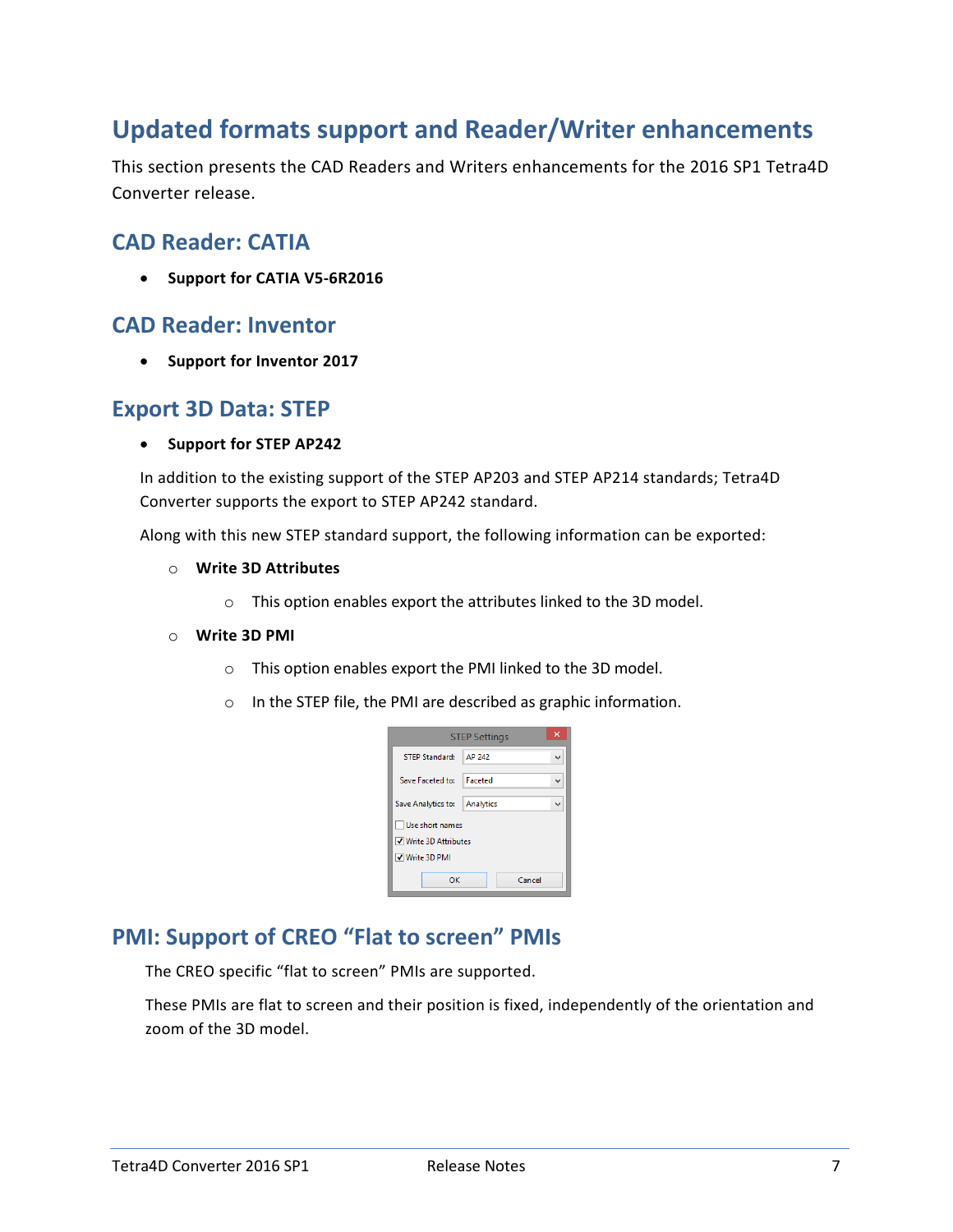# Updated formats support and Reader/Writer enhancements

This section presents the CAD Readers and Writers enhancements for the 2016 SP1 Tetra4D Converter release.

## CAD Reader: CATIA

- **Support for CATIA V5-6R2016**

## CAD Reader: Inventor

- **Support for Inventor 2017**

## Export 3D Data: STEP

- **Support for STEP AP242**

In addition to the existing support of the STEP AP203 and STEP AP214 standards; Tetra4D Converter supports the export to STEP AP242 standard.

Along with this new STEP standard support, the following information can be exported:

- **Write 3D Attributes**
  - This option enables export the attributes linked to the 3D model.
- **Write 3D PMI**
  - This option enables export the PMI linked to the 3D model.
  - In the STEP file, the PMI are described as graphic information.

## PMI: Support of CREO "Flat to screen" PMIs

The CREO specific "flat to screen" PMIs are supported.

These PMIs are flat to screen and their position is fixed, independently of the orientation and zoom of the 3D model.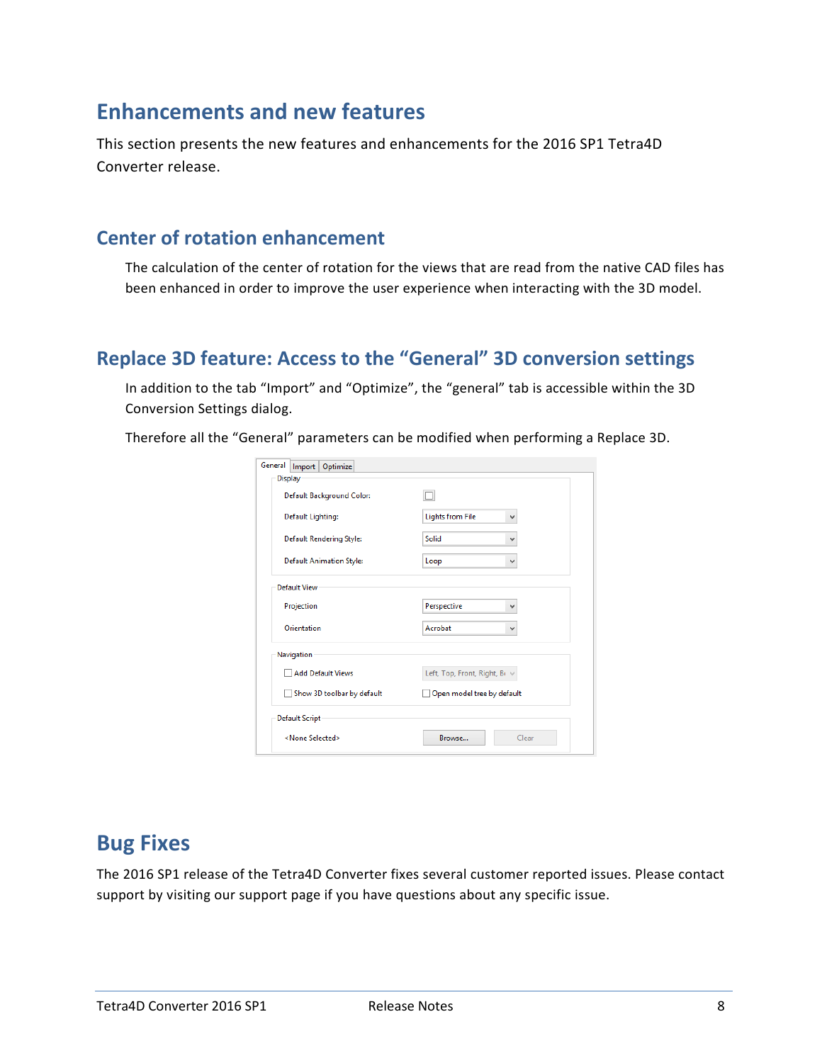# Enhancements and new features

This section presents the new features and enhancements for the 2016 SP1 Tetra4D Converter release.

## Center of rotation enhancement

The calculation of the center of rotation for the views that are read from the native CAD files has been enhanced in order to improve the user experience when interacting with the 3D model.

## Replace 3D feature: Access to the "General" 3D conversion settings

In addition to the tab "Import" and "Optimize", the "general" tab is accessible within the 3D Conversion Settings dialog.

Therefore all the "General" parameters can be modified when performing a Replace 3D.

# Bug Fixes

The 2016 SP1 release of the Tetra4D Converter fixes several customer reported issues. Please contact support by visiting our support page if you have questions about any specific issue.